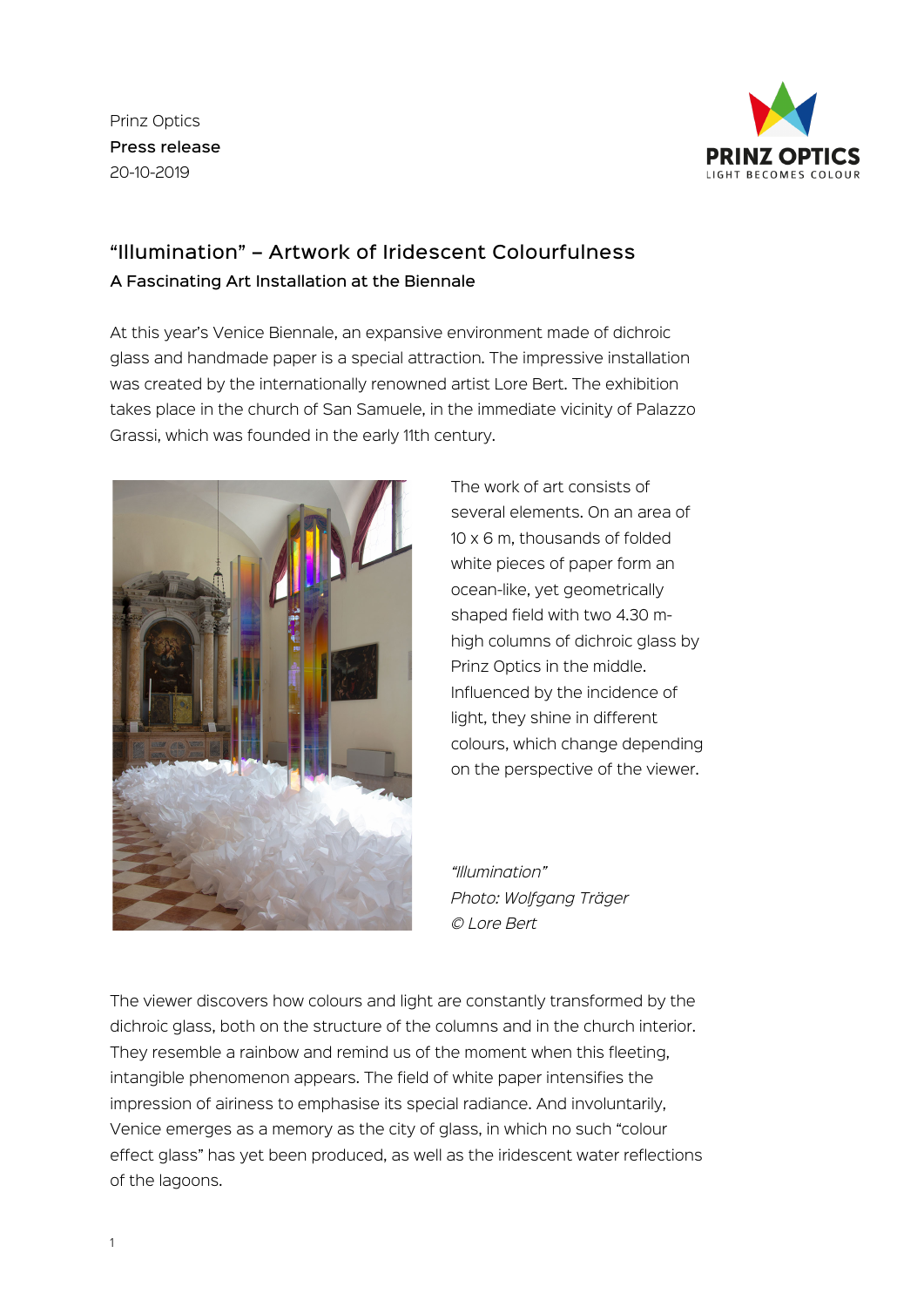Prinz Optics
**Press release**
20-10-2019

# "Illumination" – Artwork of Iridescent Colourfulness

## A Fascinating Art Installation at the Biennale

At this year's Venice Biennale, an expansive environment made of dichroic glass and handmade paper is a special attraction. The impressive installation was created by the internationally renowned artist Lore Bert. The exhibition takes place in the church of San Samuele, in the immediate vicinity of Palazzo Grassi, which was founded in the early 11th century.

The work of art consists of several elements. On an area of 10 x 6 m, thousands of folded white pieces of paper form an ocean-like, yet geometrically shaped field with two 4.30 m-high columns of dichroic glass by Prinz Optics in the middle. Influenced by the incidence of light, they shine in different colours, which change depending on the perspective of the viewer.

*"Illumination"*
*Photo: Wolfgang Träger*
*© Lore Bert*

The viewer discovers how colours and light are constantly transformed by the dichroic glass, both on the structure of the columns and in the church interior. They resemble a rainbow and remind us of the moment when this fleeting, intangible phenomenon appears. The field of white paper intensifies the impression of airiness to emphasise its special radiance. And involuntarily, Venice emerges as a memory as the city of glass, in which no such "colour effect glass" has yet been produced, as well as the iridescent water reflections of the lagoons.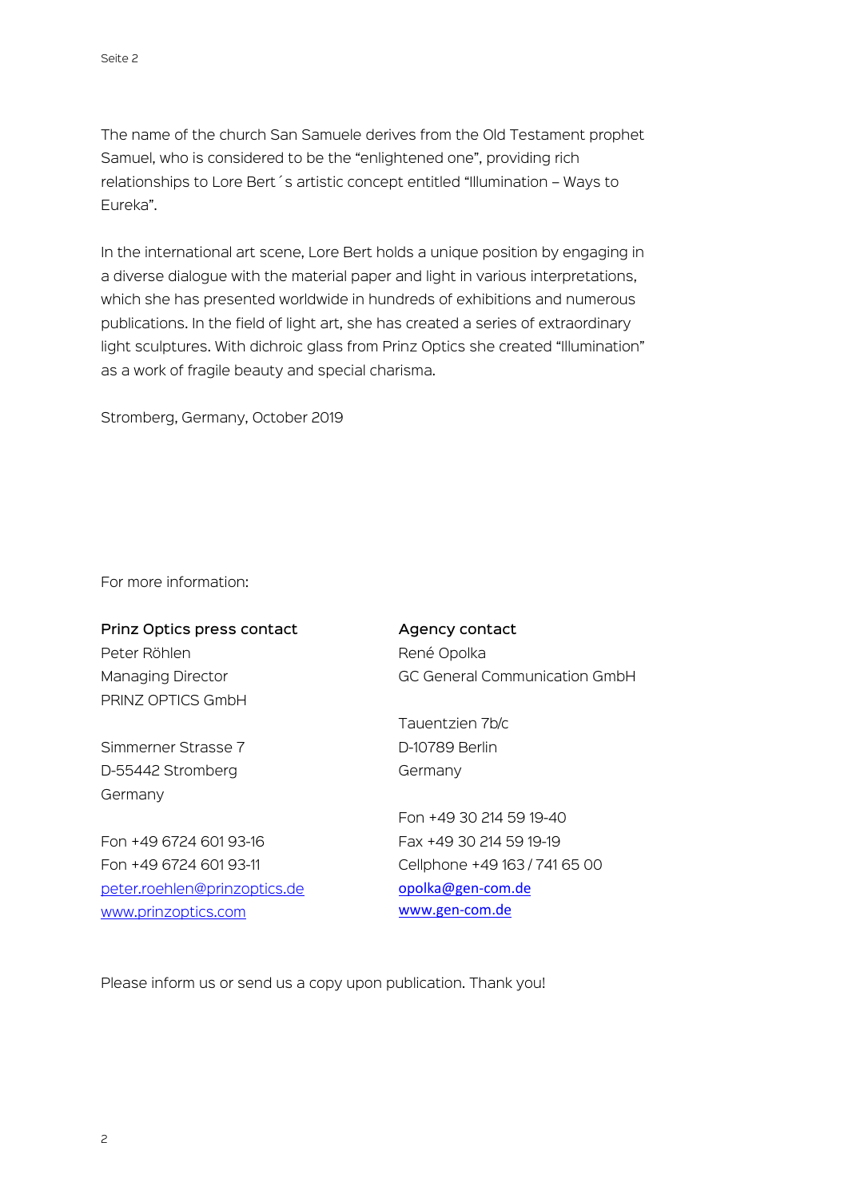The name of the church San Samuele derives from the Old Testament prophet Samuel, who is considered to be the "enlightened one", providing rich relationships to Lore Bert´s artistic concept entitled "Illumination – Ways to Eureka".

In the international art scene, Lore Bert holds a unique position by engaging in a diverse dialogue with the material paper and light in various interpretations, which she has presented worldwide in hundreds of exhibitions and numerous publications. In the field of light art, she has created a series of extraordinary light sculptures. With dichroic glass from Prinz Optics she created "Illumination" as a work of fragile beauty and special charisma.

Stromberg, Germany, October 2019

For more information:

**Prinz Optics press contact**
Peter Röhlen
Managing Director
PRINZ OPTICS GmbH

Simmerner Strasse 7
D-55442 Stromberg
Germany

Fon +49 6724 601 93-16
Fon +49 6724 601 93-11
peter.roehlen@prinzoptics.de
www.prinzoptics.com

**Agency contact**
René Opolka
GC General Communication GmbH

Tauentzien 7b/c
D-10789 Berlin
Germany

Fon +49 30 214 59 19-40
Fax +49 30 214 59 19-19
Cellphone +49 163 / 741 65 00
opolka@gen-com.de
www.gen-com.de

Please inform us or send us a copy upon publication. Thank you!